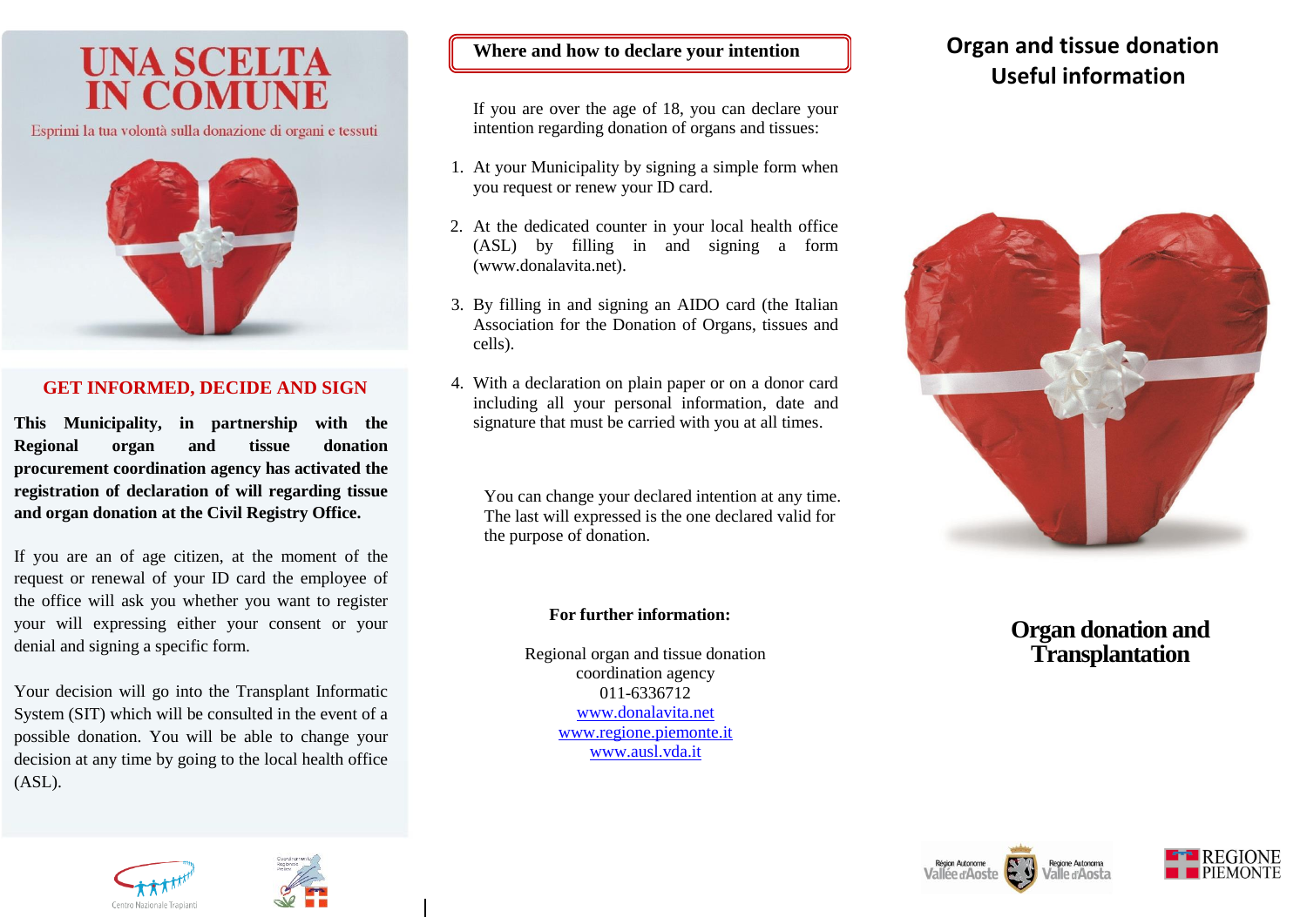# UNA SCELTA IN COMUNE

Esprimi la tua volontà sulla donazione di organi e tessuti

## GET INFORMED, DECIDE AND SIGN

**This Municipality, in partnership with the Regional organ and tissue donation procurement coordination agency has activated the registration of declaration of will regarding tissue and organ donation at the Civil Registry Office.**

If you are an of age citizen, at the moment of the request or renewal of your ID card the employee of the office will ask you whether you want to register your will expressing either your consent or your denial and signing a specific form.

Your decision will go into the Transplant Informatic System (SIT) which will be consulted in the event of a possible donation. You will be able to change your decision at any time by going to the local health office (ASL).

Centro Nazionale Trapianti

## Where and how to declare your intention

If you are over the age of 18, you can declare your intention regarding donation of organs and tissues:

1. At your Municipality by signing a simple form when you request or renew your ID card.
2. At the dedicated counter in your local health office (ASL) by filling in and signing a form (www.donalavita.net).
3. By filling in and signing an AIDO card (the Italian Association for the Donation of Organs, tissues and cells).
4. With a declaration on plain paper or on a donor card including all your personal information, date and signature that must be carried with you at all times.

You can change your declared intention at any time. The last will expressed is the one declared valid for the purpose of donation.

**For further information:**

Regional organ and tissue donation coordination agency
011-6336712
www.donalavita.net
www.regione.piemonte.it
www.ausl.vda.it

# Organ and tissue donation Useful information

# Organ donation and Transplantation

Région Autonome Vallée d'Aoste — Regione Autonoma Valle d'Aosta

REGIONE PIEMONTE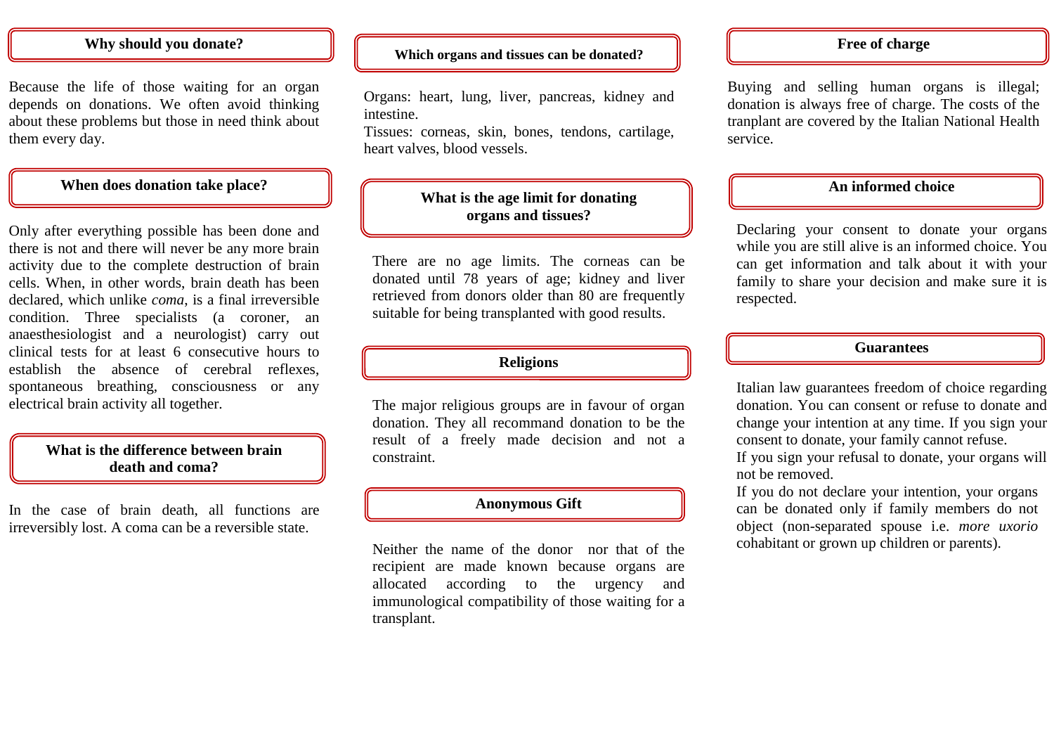## Why should you donate?

Because the life of those waiting for an organ depends on donations. We often avoid thinking about these problems but those in need think about them every day.

## When does donation take place?

Only after everything possible has been done and there is not and there will never be any more brain activity due to the complete destruction of brain cells. When, in other words, brain death has been declared, which unlike *coma*, is a final irreversible condition. Three specialists (a coroner, an anaesthesiologist and a neurologist) carry out clinical tests for at least 6 consecutive hours to establish the absence of cerebral reflexes, spontaneous breathing, consciousness or any electrical brain activity all together.

## What is the difference between brain death and coma?

In the case of brain death, all functions are irreversibly lost. A coma can be a reversible state.

## Which organs and tissues can be donated?

Organs: heart, lung, liver, pancreas, kidney and intestine.
Tissues: corneas, skin, bones, tendons, cartilage, heart valves, blood vessels.

## What is the age limit for donating organs and tissues?

There are no age limits. The corneas can be donated until 78 years of age; kidney and liver retrieved from donors older than 80 are frequently suitable for being transplanted with good results.

## Religions

The major religious groups are in favour of organ donation. They all recommand donation to be the result of a freely made decision and not a constraint.

## Anonymous Gift

Neither the name of the donor nor that of the recipient are made known because organs are allocated according to the urgency and immunological compatibility of those waiting for a transplant.

## Free of charge

Buying and selling human organs is illegal; donation is always free of charge. The costs of the tranplant are covered by the Italian National Health service.

## An informed choice

Declaring your consent to donate your organs while you are still alive is an informed choice. You can get information and talk about it with your family to share your decision and make sure it is respected.

## Guarantees

Italian law guarantees freedom of choice regarding donation. You can consent or refuse to donate and change your intention at any time. If you sign your consent to donate, your family cannot refuse.
If you sign your refusal to donate, your organs will not be removed.
If you do not declare your intention, your organs can be donated only if family members do not object (non-separated spouse i.e. *more uxorio* cohabitant or grown up children or parents).